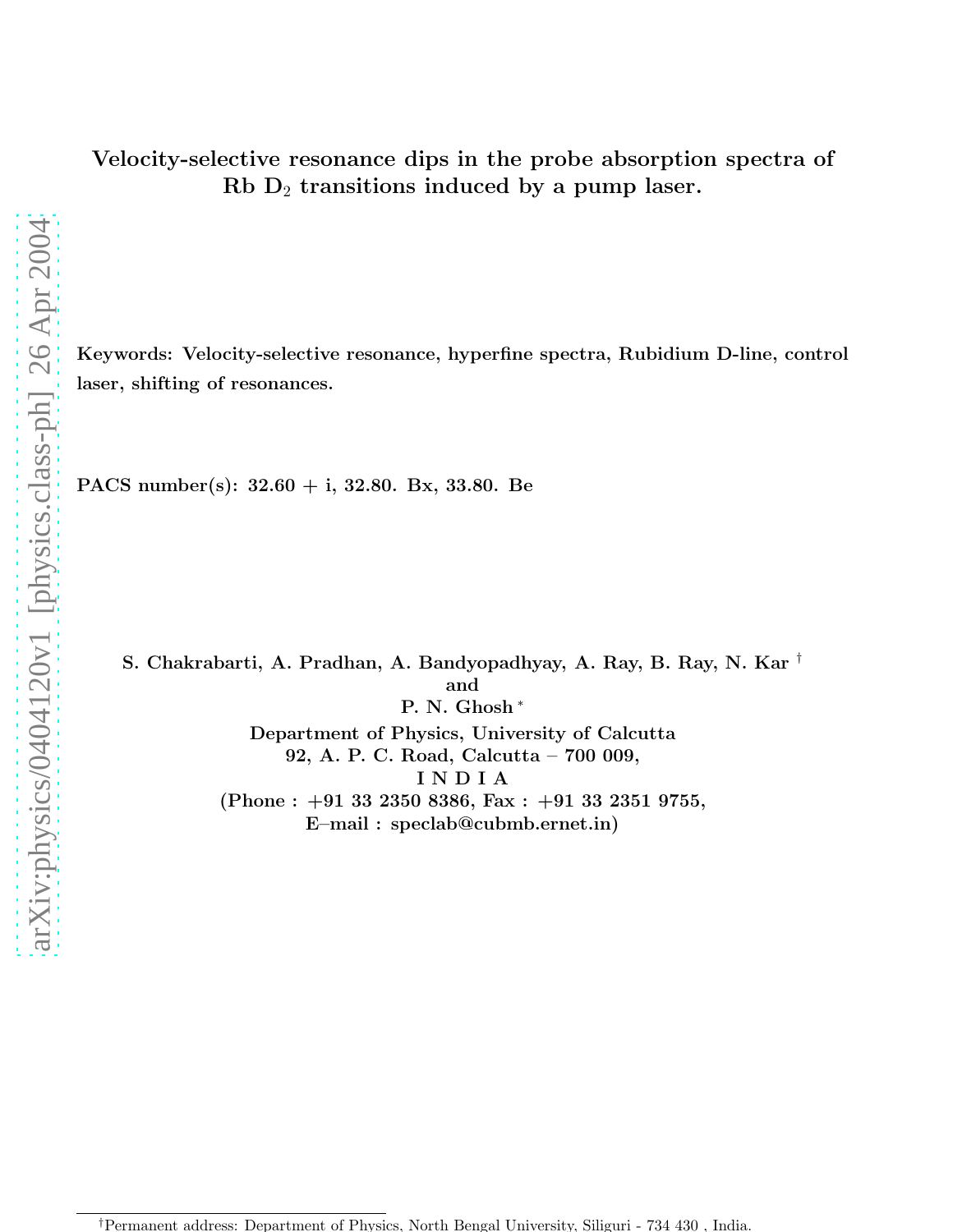# Velocity-selective resonance dips in the probe absorption spectra of Rb $D_2$ transitions induced by a pump laser.

**Keywords: Velocity-selective resonance, hyperfine spectra, Rubidium D-line, control laser, shifting of resonances.**

**PACS number(s): 32.60 + i, 32.80. Bx, 33.80. Be**

**S. Chakrabarti, A. Pradhan, A. Bandyopadhyay, A. Ray, B. Ray, N. Kar [†]**
**and**
**P. N. Ghosh [*]**
**Department of Physics, University of Calcutta**
**92, A. P. C. Road, Calcutta – 700 009,**
**I N D I A**
**(Phone : +91 33 2350 8386, Fax : +91 33 2351 9755,**
**E–mail : speclab@cubmb.ernet.in)**

[†]Permanent address: Department of Physics, North Bengal University, Siliguri - 734 430 , India.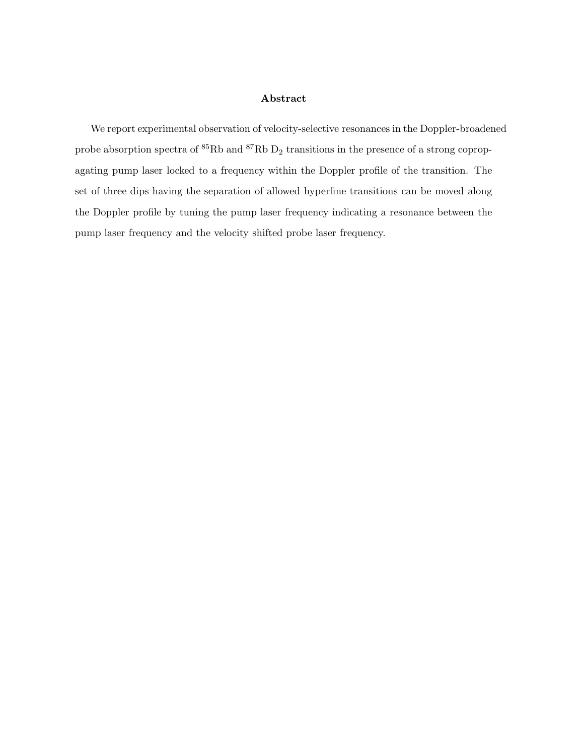## Abstract

We report experimental observation of velocity-selective resonances in the Doppler-broadened probe absorption spectra of $^{85}$Rb and $^{87}$Rb $D_2$ transitions in the presence of a strong copropagating pump laser locked to a frequency within the Doppler profile of the transition. The set of three dips having the separation of allowed hyperfine transitions can be moved along the Doppler profile by tuning the pump laser frequency indicating a resonance between the pump laser frequency and the velocity shifted probe laser frequency.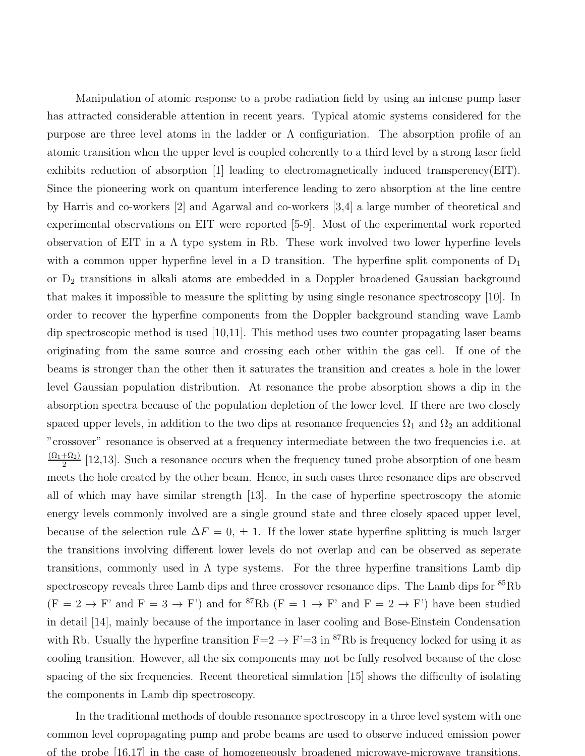Manipulation of atomic response to a probe radiation field by using an intense pump laser has attracted considerable attention in recent years. Typical atomic systems considered for the purpose are three level atoms in the ladder or $\Lambda$ configuriation. The absorption profile of an atomic transition when the upper level is coupled coherently to a third level by a strong laser field exhibits reduction of absorption [1] leading to electromagnetically induced transperency(EIT). Since the pioneering work on quantum interference leading to zero absorption at the line centre by Harris and co-workers [2] and Agarwal and co-workers [3,4] a large number of theoretical and experimental observations on EIT were reported [5-9]. Most of the experimental work reported observation of EIT in a $\Lambda$ type system in Rb. These work involved two lower hyperfine levels with a common upper hyperfine level in a D transition. The hyperfine split components of $D_1$ or $D_2$ transitions in alkali atoms are embedded in a Doppler broadened Gaussian background that makes it impossible to measure the splitting by using single resonance spectroscopy [10]. In order to recover the hyperfine components from the Doppler background standing wave Lamb dip spectroscopic method is used [10,11]. This method uses two counter propagating laser beams originating from the same source and crossing each other within the gas cell. If one of the beams is stronger than the other then it saturates the transition and creates a hole in the lower level Gaussian population distribution. At resonance the probe absorption shows a dip in the absorption spectra because of the population depletion of the lower level. If there are two closely spaced upper levels, in addition to the two dips at resonance frequencies $\Omega_1$ and $\Omega_2$ an additional "crossover" resonance is observed at a frequency intermediate between the two frequencies i.e. at $\frac{(\Omega_1+\Omega_2)}{2}$ [12,13]. Such a resonance occurs when the frequency tuned probe absorption of one beam meets the hole created by the other beam. Hence, in such cases three resonance dips are observed all of which may have similar strength [13]. In the case of hyperfine spectroscopy the atomic energy levels commonly involved are a single ground state and three closely spaced upper level, because of the selection rule $\Delta F = 0, \pm 1$. If the lower state hyperfine splitting is much larger the transitions involving different lower levels do not overlap and can be observed as seperate transitions, commonly used in $\Lambda$ type systems. For the three hyperfine transitions Lamb dip spectroscopy reveals three Lamb dips and three crossover resonance dips. The Lamb dips for $^{85}$Rb (F = 2 $\rightarrow$ F' and F = 3 $\rightarrow$ F') and for $^{87}$Rb (F = 1 $\rightarrow$ F' and F = 2 $\rightarrow$ F') have been studied in detail [14], mainly because of the importance in laser cooling and Bose-Einstein Condensation with Rb. Usually the hyperfine transition F=2 $\rightarrow$ F'=3 in $^{87}$Rb is frequency locked for using it as cooling transition. However, all the six components may not be fully resolved because of the close spacing of the six frequencies. Recent theoretical simulation [15] shows the difficulty of isolating the components in Lamb dip spectroscopy.

In the traditional methods of double resonance spectroscopy in a three level system with one common level copropagating pump and probe beams are used to observe induced emission power of the probe [16,17] in the case of homogeneously broadened microwave-microwave transitions.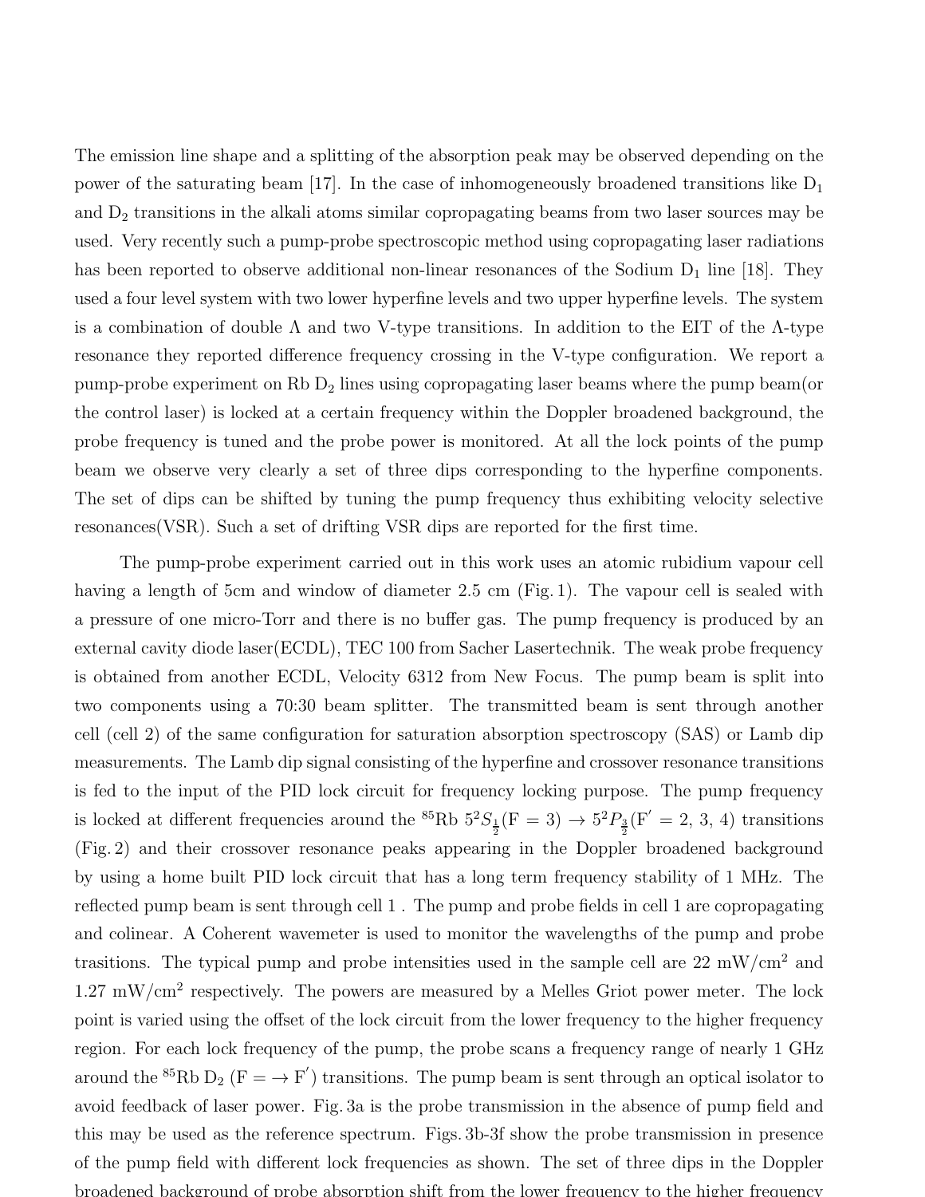The emission line shape and a splitting of the absorption peak may be observed depending on the power of the saturating beam [17]. In the case of inhomogeneously broadened transitions like $D_1$ and $D_2$ transitions in the alkali atoms similar copropagating beams from two laser sources may be used. Very recently such a pump-probe spectroscopic method using copropagating laser radiations has been reported to observe additional non-linear resonances of the Sodium $D_1$ line [18]. They used a four level system with two lower hyperfine levels and two upper hyperfine levels. The system is a combination of double $\Lambda$ and two V-type transitions. In addition to the EIT of the $\Lambda$-type resonance they reported difference frequency crossing in the V-type configuration. We report a pump-probe experiment on Rb $D_2$ lines using copropagating laser beams where the pump beam(or the control laser) is locked at a certain frequency within the Doppler broadened background, the probe frequency is tuned and the probe power is monitored. At all the lock points of the pump beam we observe very clearly a set of three dips corresponding to the hyperfine components. The set of dips can be shifted by tuning the pump frequency thus exhibiting velocity selective resonances(VSR). Such a set of drifting VSR dips are reported for the first time.

The pump-probe experiment carried out in this work uses an atomic rubidium vapour cell having a length of 5cm and window of diameter 2.5 cm (Fig. 1). The vapour cell is sealed with a pressure of one micro-Torr and there is no buffer gas. The pump frequency is produced by an external cavity diode laser(ECDL), TEC 100 from Sacher Lasertechnik. The weak probe frequency is obtained from another ECDL, Velocity 6312 from New Focus. The pump beam is split into two components using a 70:30 beam splitter. The transmitted beam is sent through another cell (cell 2) of the same configuration for saturation absorption spectroscopy (SAS) or Lamb dip measurements. The Lamb dip signal consisting of the hyperfine and crossover resonance transitions is fed to the input of the PID lock circuit for frequency locking purpose. The pump frequency is locked at different frequencies around the $^{85}$Rb $5^2S_{\frac{1}{2}}$(F = 3) $\rightarrow$ $5^2P_{\frac{3}{2}}$(F$'$ = 2, 3, 4) transitions (Fig. 2) and their crossover resonance peaks appearing in the Doppler broadened background by using a home built PID lock circuit that has a long term frequency stability of 1 MHz. The reflected pump beam is sent through cell 1 . The pump and probe fields in cell 1 are copropagating and colinear. A Coherent wavemeter is used to monitor the wavelengths of the pump and probe trasitions. The typical pump and probe intensities used in the sample cell are 22 mW/cm$^2$ and 1.27 mW/cm$^2$ respectively. The powers are measured by a Melles Griot power meter. The lock point is varied using the offset of the lock circuit from the lower frequency to the higher frequency region. For each lock frequency of the pump, the probe scans a frequency range of nearly 1 GHz around the $^{85}$Rb $D_2$ (F = $\rightarrow$ F$'$) transitions. The pump beam is sent through an optical isolator to avoid feedback of laser power. Fig. 3a is the probe transmission in the absence of pump field and this may be used as the reference spectrum. Figs. 3b-3f show the probe transmission in presence of the pump field with different lock frequencies as shown. The set of three dips in the Doppler broadened background of probe absorption shift from the lower frequency to the higher frequency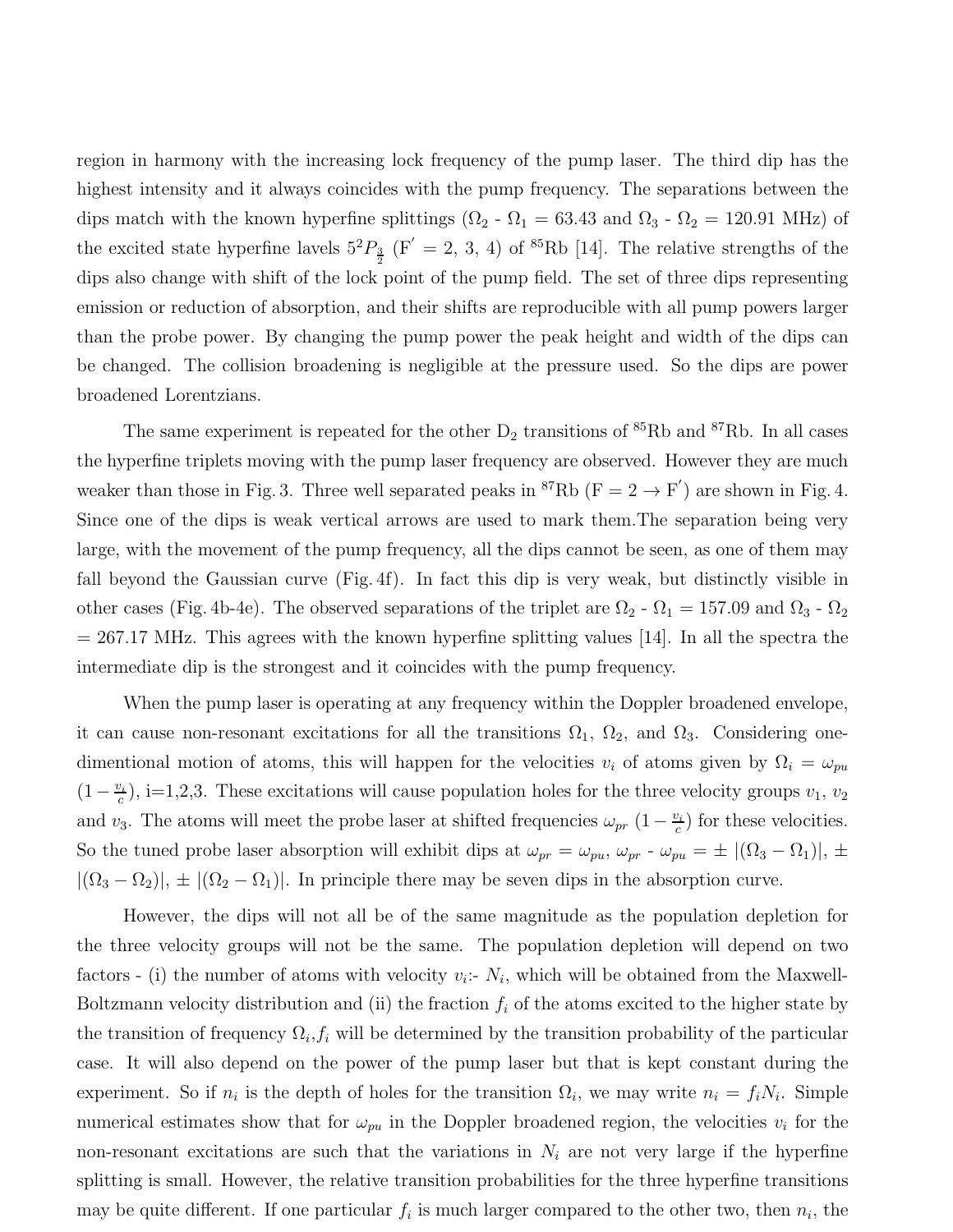region in harmony with the increasing lock frequency of the pump laser. The third dip has the highest intensity and it always coincides with the pump frequency. The separations between the dips match with the known hyperfine splittings ($\Omega_2$ - $\Omega_1$ = 63.43 and $\Omega_3$ - $\Omega_2$ = 120.91 MHz) of the excited state hyperfine lavels $5^2P_{\frac{3}{2}}$ (F$'$ = 2, 3, 4) of $^{85}$Rb [14]. The relative strengths of the dips also change with shift of the lock point of the pump field. The set of three dips representing emission or reduction of absorption, and their shifts are reproducible with all pump powers larger than the probe power. By changing the pump power the peak height and width of the dips can be changed. The collision broadening is negligible at the pressure used. So the dips are power broadened Lorentzians.

The same experiment is repeated for the other $D_2$ transitions of $^{85}$Rb and $^{87}$Rb. In all cases the hyperfine triplets moving with the pump laser frequency are observed. However they are much weaker than those in Fig. 3. Three well separated peaks in $^{87}$Rb (F = 2 $\rightarrow$ F$'$) are shown in Fig. 4. Since one of the dips is weak vertical arrows are used to mark them.The separation being very large, with the movement of the pump frequency, all the dips cannot be seen, as one of them may fall beyond the Gaussian curve (Fig. 4f). In fact this dip is very weak, but distinctly visible in other cases (Fig. 4b-4e). The observed separations of the triplet are $\Omega_2$ - $\Omega_1$ = 157.09 and $\Omega_3$ - $\Omega_2$ = 267.17 MHz. This agrees with the known hyperfine splitting values [14]. In all the spectra the intermediate dip is the strongest and it coincides with the pump frequency.

When the pump laser is operating at any frequency within the Doppler broadened envelope, it can cause non-resonant excitations for all the transitions $\Omega_1$, $\Omega_2$, and $\Omega_3$. Considering one-dimentional motion of atoms, this will happen for the velocities $v_i$ of atoms given by $\Omega_i = \omega_{pu}$ $(1 - \frac{v_i}{c})$, i=1,2,3. These excitations will cause population holes for the three velocity groups $v_1$, $v_2$ and $v_3$. The atoms will meet the probe laser at shifted frequencies $\omega_{pr}$ $(1 - \frac{v_i}{c})$ for these velocities. So the tuned probe laser absorption will exhibit dips at $\omega_{pr} = \omega_{pu}$, $\omega_{pr}$ - $\omega_{pu}$ = $\pm$ $|(\Omega_3 - \Omega_1)|$, $\pm$ $|(\Omega_3 - \Omega_2)|$, $\pm$ $|(\Omega_2 - \Omega_1)|$. In principle there may be seven dips in the absorption curve.

However, the dips will not all be of the same magnitude as the population depletion for the three velocity groups will not be the same. The population depletion will depend on two factors - (i) the number of atoms with velocity $v_i$:- $N_i$, which will be obtained from the Maxwell-Boltzmann velocity distribution and (ii) the fraction $f_i$ of the atoms excited to the higher state by the transition of frequency $\Omega_i$,$f_i$ will be determined by the transition probability of the particular case. It will also depend on the power of the pump laser but that is kept constant during the experiment. So if $n_i$ is the depth of holes for the transition $\Omega_i$, we may write $n_i = f_i N_i$. Simple numerical estimates show that for $\omega_{pu}$ in the Doppler broadened region, the velocities $v_i$ for the non-resonant excitations are such that the variations in $N_i$ are not very large if the hyperfine splitting is small. However, the relative transition probabilities for the three hyperfine transitions may be quite different. If one particular $f_i$ is much larger compared to the other two, then $n_i$, the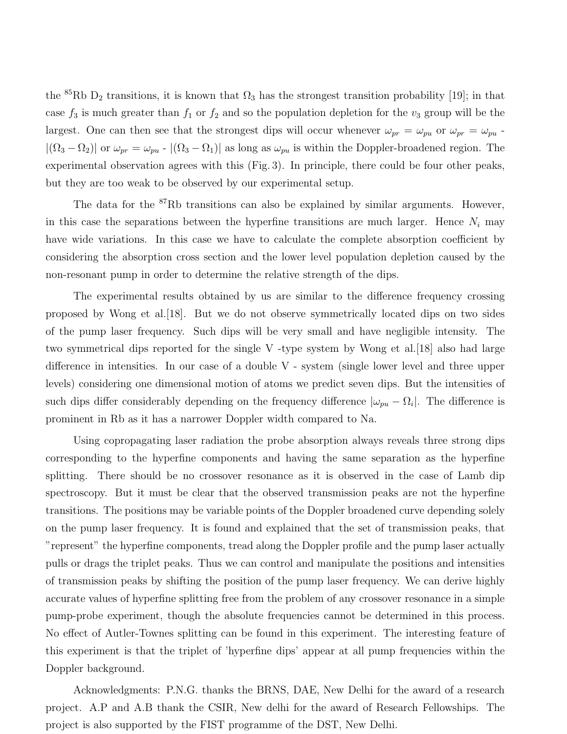the $^{85}$Rb $D_2$ transitions, it is known that $\Omega_3$ has the strongest transition probability [19]; in that case $f_3$ is much greater than $f_1$ or $f_2$ and so the population depletion for the $v_3$ group will be the largest. One can then see that the strongest dips will occur whenever $\omega_{pr} = \omega_{pu}$ or $\omega_{pr} = \omega_{pu}$ - $|(\Omega_3 - \Omega_2)|$ or $\omega_{pr} = \omega_{pu}$ - $|(\Omega_3 - \Omega_1)|$ as long as $\omega_{pu}$ is within the Doppler-broadened region. The experimental observation agrees with this (Fig. 3). In principle, there could be four other peaks, but they are too weak to be observed by our experimental setup.

The data for the $^{87}$Rb transitions can also be explained by similar arguments. However, in this case the separations between the hyperfine transitions are much larger. Hence $N_i$ may have wide variations. In this case we have to calculate the complete absorption coefficient by considering the absorption cross section and the lower level population depletion caused by the non-resonant pump in order to determine the relative strength of the dips.

The experimental results obtained by us are similar to the difference frequency crossing proposed by Wong et al.[18]. But we do not observe symmetrically located dips on two sides of the pump laser frequency. Such dips will be very small and have negligible intensity. The two symmetrical dips reported for the single V -type system by Wong et al.[18] also had large difference in intensities. In our case of a double V - system (single lower level and three upper levels) considering one dimensional motion of atoms we predict seven dips. But the intensities of such dips differ considerably depending on the frequency difference $|\omega_{pu} - \Omega_i|$. The difference is prominent in Rb as it has a narrower Doppler width compared to Na.

Using copropagating laser radiation the probe absorption always reveals three strong dips corresponding to the hyperfine components and having the same separation as the hyperfine splitting. There should be no crossover resonance as it is observed in the case of Lamb dip spectroscopy. But it must be clear that the observed transmission peaks are not the hyperfine transitions. The positions may be variable points of the Doppler broadened curve depending solely on the pump laser frequency. It is found and explained that the set of transmission peaks, that "represent" the hyperfine components, tread along the Doppler profile and the pump laser actually pulls or drags the triplet peaks. Thus we can control and manipulate the positions and intensities of transmission peaks by shifting the position of the pump laser frequency. We can derive highly accurate values of hyperfine splitting free from the problem of any crossover resonance in a simple pump-probe experiment, though the absolute frequencies cannot be determined in this process. No effect of Autler-Townes splitting can be found in this experiment. The interesting feature of this experiment is that the triplet of 'hyperfine dips' appear at all pump frequencies within the Doppler background.

Acknowledgments: P.N.G. thanks the BRNS, DAE, New Delhi for the award of a research project. A.P and A.B thank the CSIR, New delhi for the award of Research Fellowships. The project is also supported by the FIST programme of the DST, New Delhi.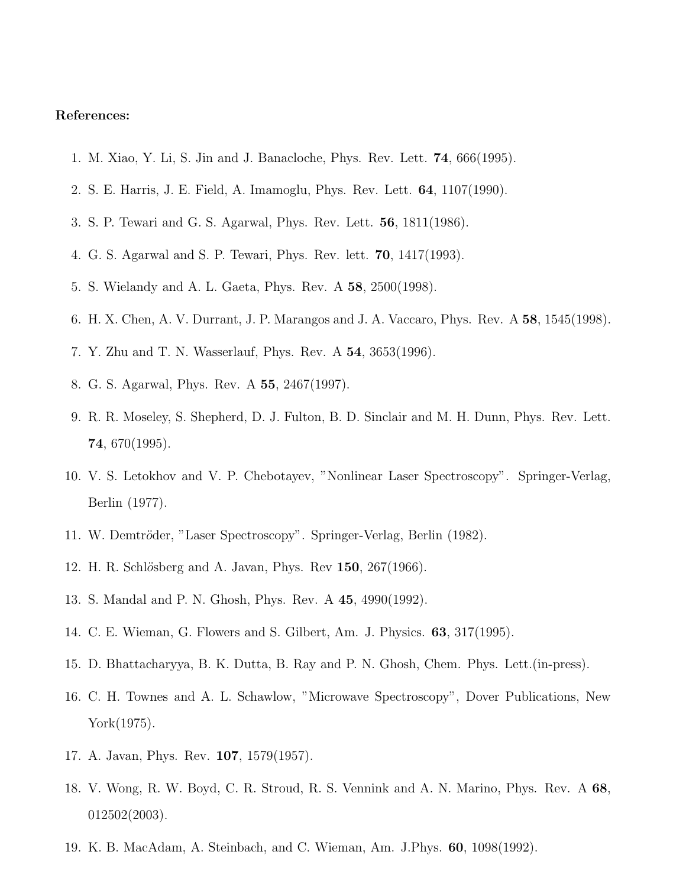**References:**

1. M. Xiao, Y. Li, S. Jin and J. Banacloche, Phys. Rev. Lett. **74**, 666(1995).
2. S. E. Harris, J. E. Field, A. Imamoglu, Phys. Rev. Lett. **64**, 1107(1990).
3. S. P. Tewari and G. S. Agarwal, Phys. Rev. Lett. **56**, 1811(1986).
4. G. S. Agarwal and S. P. Tewari, Phys. Rev. lett. **70**, 1417(1993).
5. S. Wielandy and A. L. Gaeta, Phys. Rev. A **58**, 2500(1998).
6. H. X. Chen, A. V. Durrant, J. P. Marangos and J. A. Vaccaro, Phys. Rev. A **58**, 1545(1998).
7. Y. Zhu and T. N. Wasserlauf, Phys. Rev. A **54**, 3653(1996).
8. G. S. Agarwal, Phys. Rev. A **55**, 2467(1997).
9. R. R. Moseley, S. Shepherd, D. J. Fulton, B. D. Sinclair and M. H. Dunn, Phys. Rev. Lett. **74**, 670(1995).
10. V. S. Letokhov and V. P. Chebotayev, "Nonlinear Laser Spectroscopy". Springer-Verlag, Berlin (1977).
11. W. Demtröder, "Laser Spectroscopy". Springer-Verlag, Berlin (1982).
12. H. R. Schlösberg and A. Javan, Phys. Rev **150**, 267(1966).
13. S. Mandal and P. N. Ghosh, Phys. Rev. A **45**, 4990(1992).
14. C. E. Wieman, G. Flowers and S. Gilbert, Am. J. Physics. **63**, 317(1995).
15. D. Bhattacharyya, B. K. Dutta, B. Ray and P. N. Ghosh, Chem. Phys. Lett.(in-press).
16. C. H. Townes and A. L. Schawlow, "Microwave Spectroscopy", Dover Publications, New York(1975).
17. A. Javan, Phys. Rev. **107**, 1579(1957).
18. V. Wong, R. W. Boyd, C. R. Stroud, R. S. Vennink and A. N. Marino, Phys. Rev. A **68**, 012502(2003).
19. K. B. MacAdam, A. Steinbach, and C. Wieman, Am. J.Phys. **60**, 1098(1992).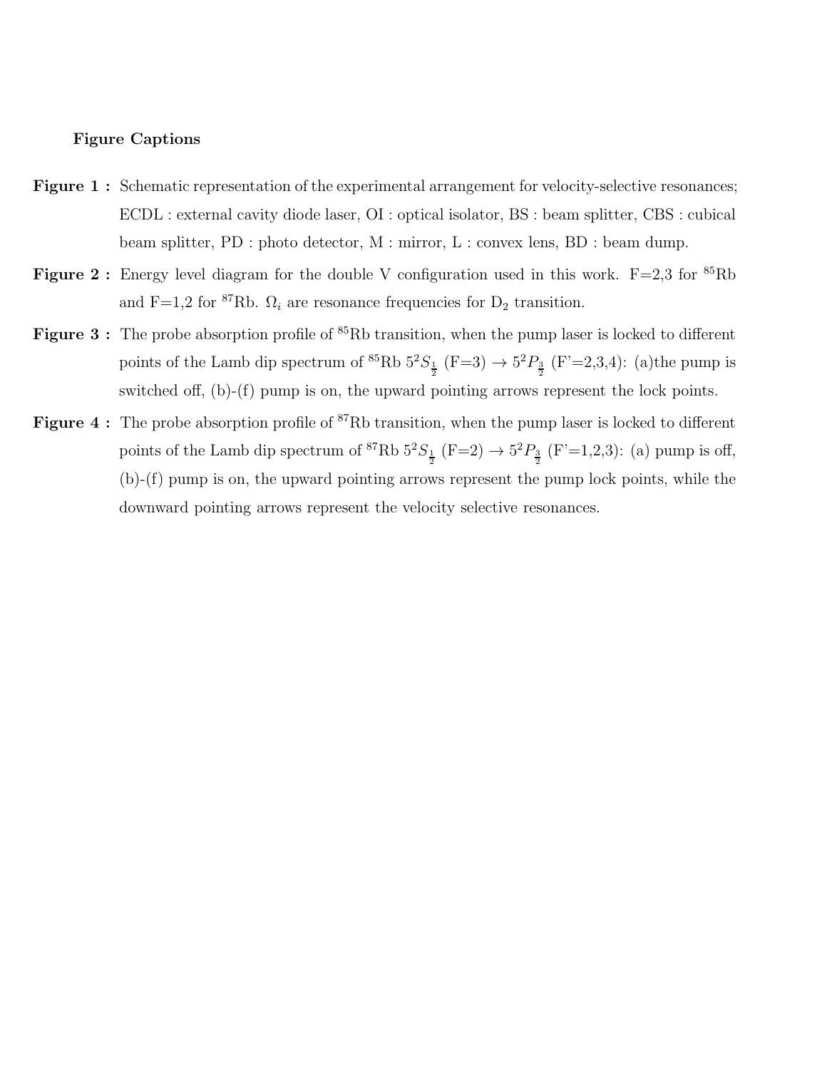**Figure Captions**

**Figure 1 :** Schematic representation of the experimental arrangement for velocity-selective resonances; ECDL : external cavity diode laser, OI : optical isolator, BS : beam splitter, CBS : cubical beam splitter, PD : photo detector, M : mirror, L : convex lens, BD : beam dump.

**Figure 2 :** Energy level diagram for the double V configuration used in this work. F=2,3 for $^{85}$Rb and F=1,2 for $^{87}$Rb. $\Omega_i$ are resonance frequencies for $D_2$ transition.

**Figure 3 :** The probe absorption profile of $^{85}$Rb transition, when the pump laser is locked to different points of the Lamb dip spectrum of $^{85}$Rb $5^2S_{\frac{1}{2}}$ (F=3) $\rightarrow$ $5^2P_{\frac{3}{2}}$ (F'=2,3,4): (a)the pump is switched off, (b)-(f) pump is on, the upward pointing arrows represent the lock points.

**Figure 4 :** The probe absorption profile of $^{87}$Rb transition, when the pump laser is locked to different points of the Lamb dip spectrum of $^{87}$Rb $5^2S_{\frac{1}{2}}$ (F=2) $\rightarrow$ $5^2P_{\frac{3}{2}}$ (F'=1,2,3): (a) pump is off, (b)-(f) pump is on, the upward pointing arrows represent the pump lock points, while the downward pointing arrows represent the velocity selective resonances.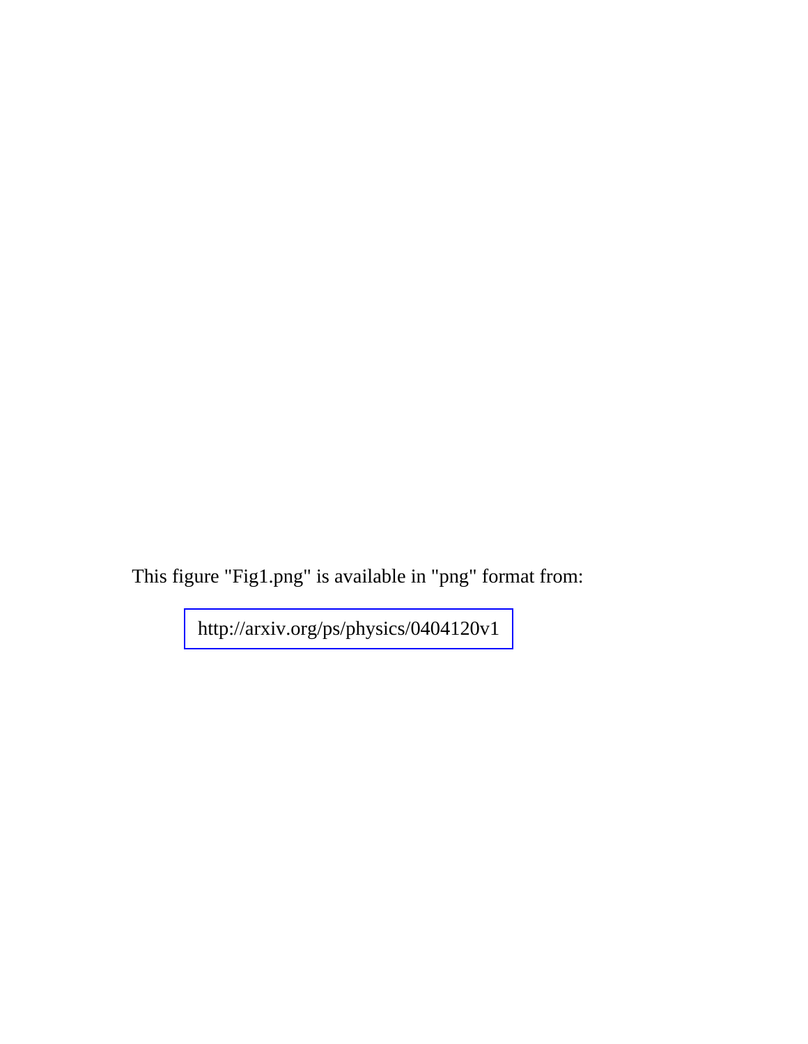This figure "Fig1.png" is available in "png" format from:

http://arxiv.org/ps/physics/0404120v1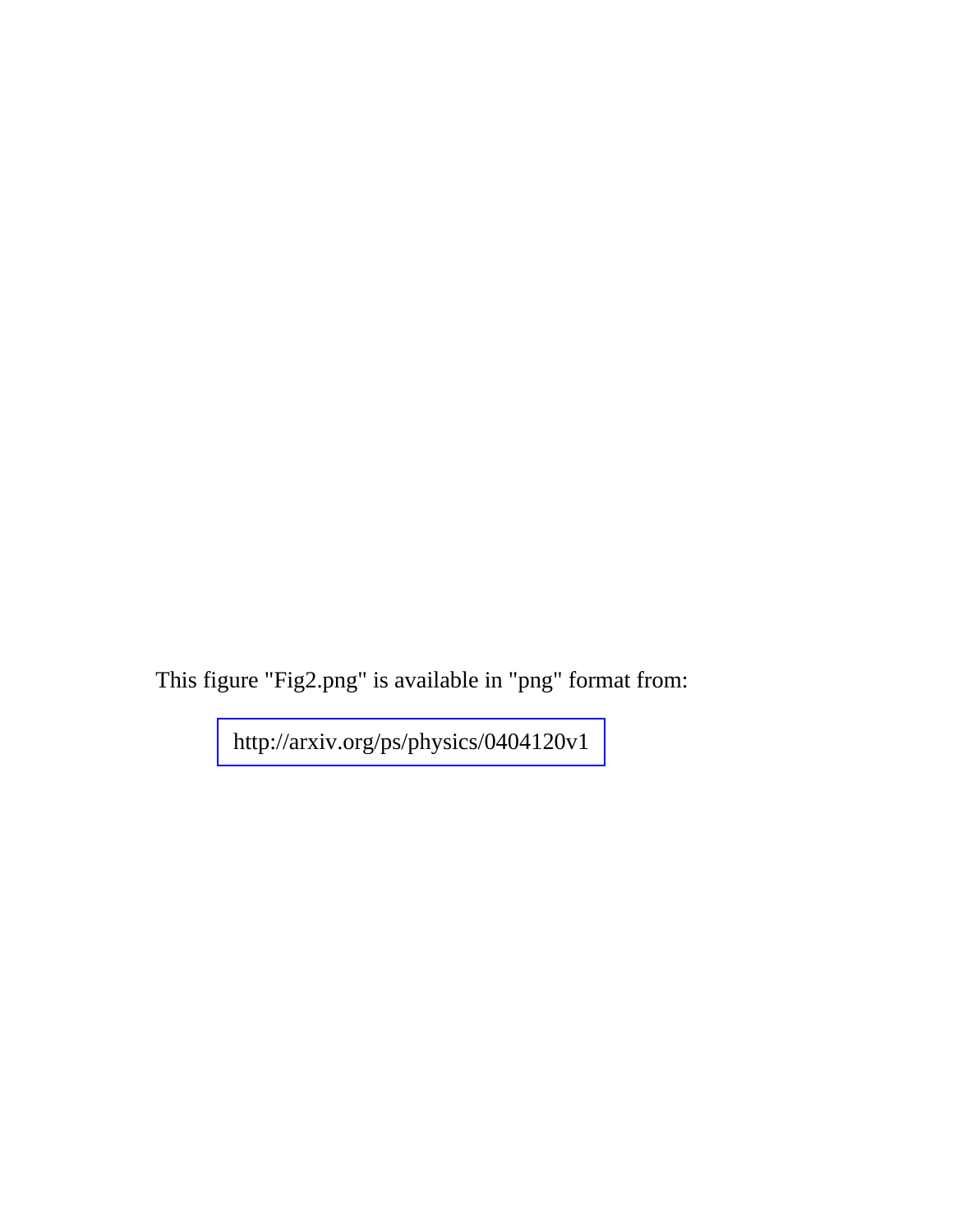This figure "Fig2.png" is available in "png" format from:

http://arxiv.org/ps/physics/0404120v1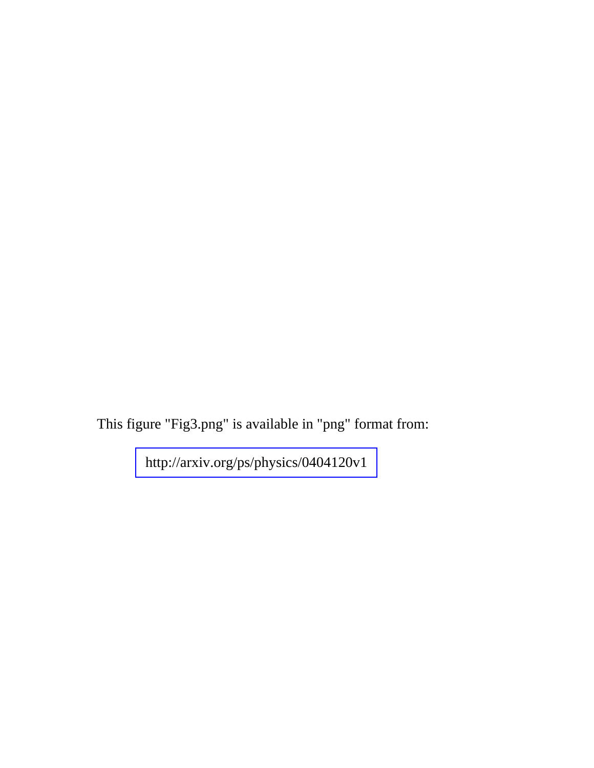This figure "Fig3.png" is available in "png" format from:

http://arxiv.org/ps/physics/0404120v1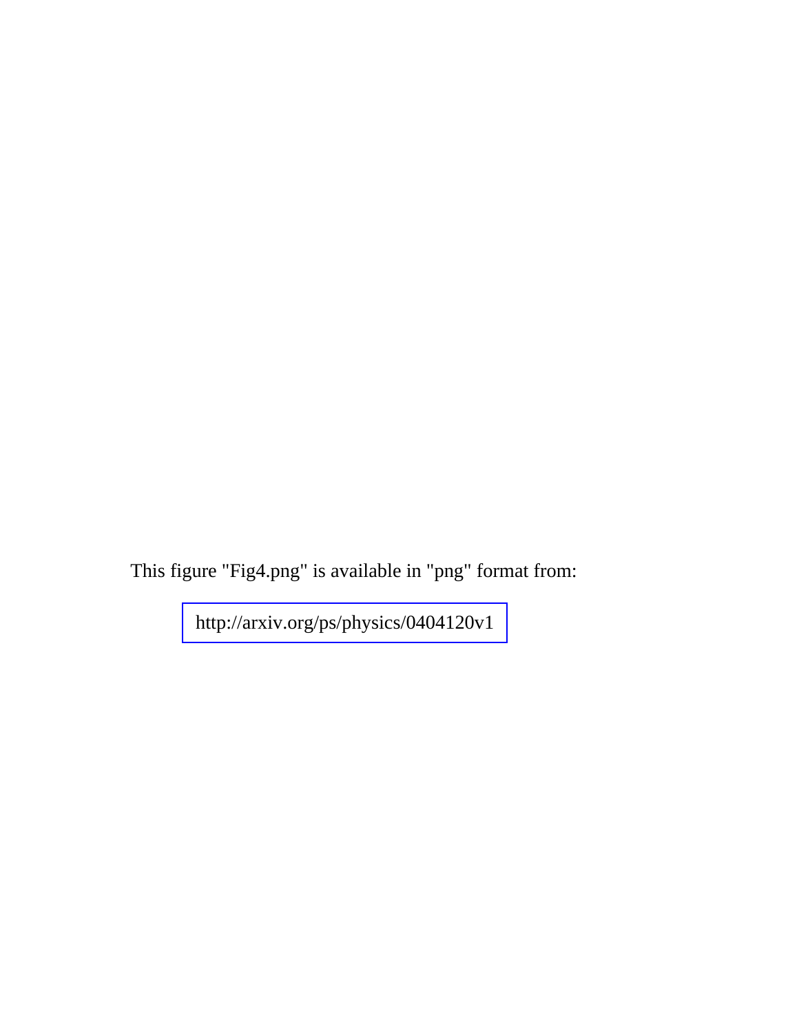This figure "Fig4.png" is available in "png" format from:

http://arxiv.org/ps/physics/0404120v1